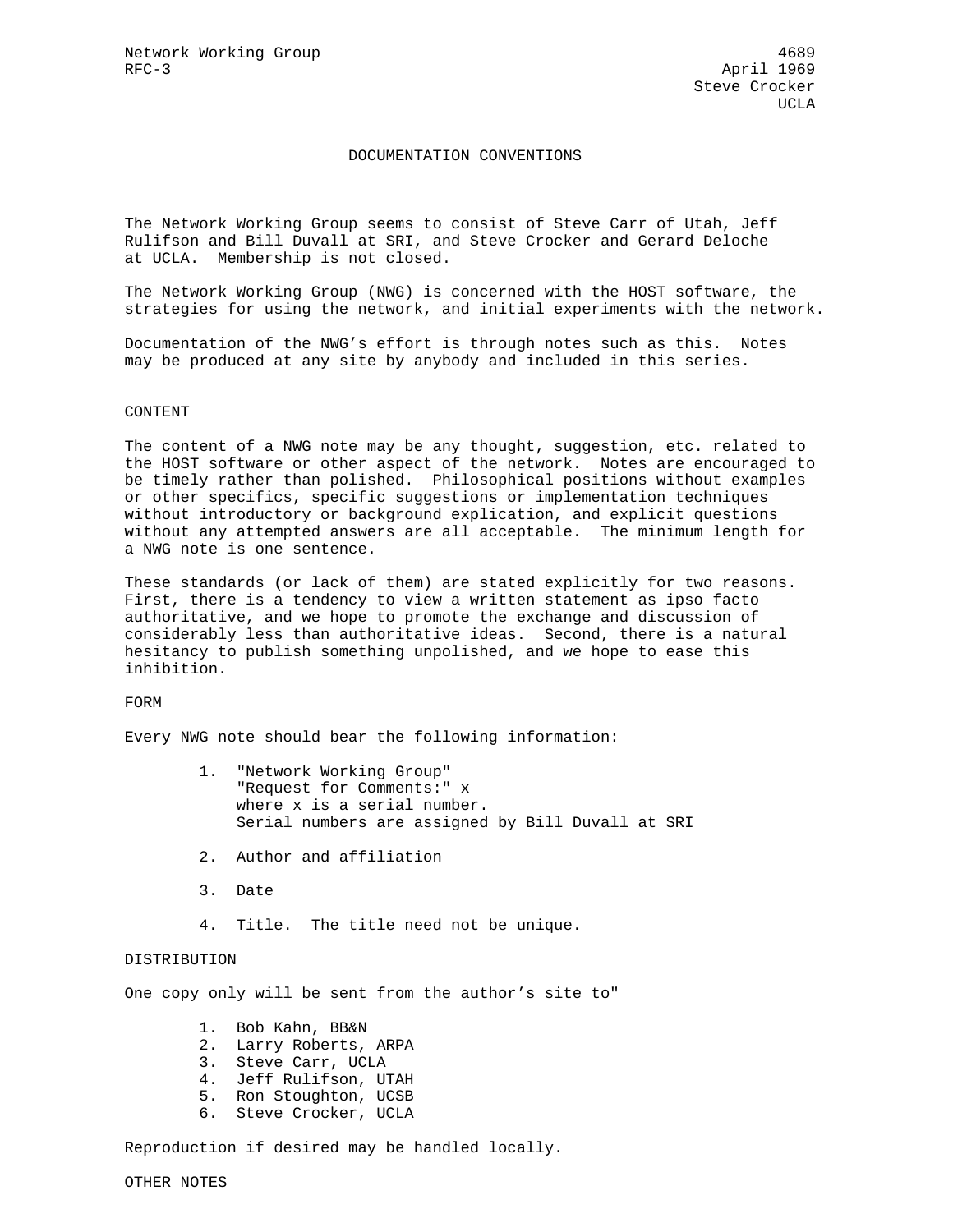Network Working Group 4689
RFC-3 April 1969
Steve Crocker
UCLA

# DOCUMENTATION CONVENTIONS

The Network Working Group seems to consist of Steve Carr of Utah, Jeff Rulifson and Bill Duvall at SRI, and Steve Crocker and Gerard Deloche at UCLA. Membership is not closed.

The Network Working Group (NWG) is concerned with the HOST software, the strategies for using the network, and initial experiments with the network.

Documentation of the NWG's effort is through notes such as this. Notes may be produced at any site by anybody and included in this series.

## CONTENT

The content of a NWG note may be any thought, suggestion, etc. related to the HOST software or other aspect of the network. Notes are encouraged to be timely rather than polished. Philosophical positions without examples or other specifics, specific suggestions or implementation techniques without introductory or background explication, and explicit questions without any attempted answers are all acceptable. The minimum length for a NWG note is one sentence.

These standards (or lack of them) are stated explicitly for two reasons. First, there is a tendency to view a written statement as ipso facto authoritative, and we hope to promote the exchange and discussion of considerably less than authoritative ideas. Second, there is a natural hesitancy to publish something unpolished, and we hope to ease this inhibition.

## FORM

Every NWG note should bear the following information:

1. "Network Working Group"
   "Request for Comments:" x
   where x is a serial number.
   Serial numbers are assigned by Bill Duvall at SRI

2. Author and affiliation

3. Date

4. Title. The title need not be unique.

## DISTRIBUTION

One copy only will be sent from the author's site to"

1. Bob Kahn, BB&N
2. Larry Roberts, ARPA
3. Steve Carr, UCLA
4. Jeff Rulifson, UTAH
5. Ron Stoughton, UCSB
6. Steve Crocker, UCLA

Reproduction if desired may be handled locally.

## OTHER NOTES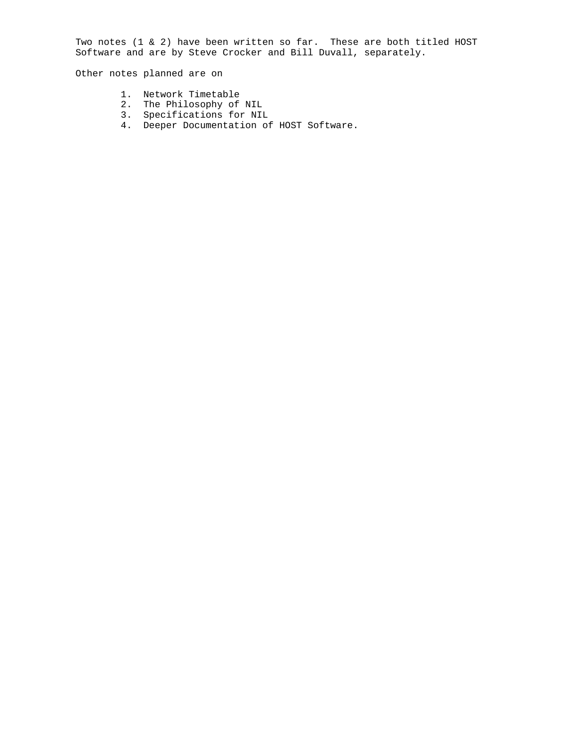Two notes (1 & 2) have been written so far. These are both titled HOST Software and are by Steve Crocker and Bill Duvall, separately.

Other notes planned are on

1. Network Timetable
2. The Philosophy of NIL
3. Specifications for NIL
4. Deeper Documentation of HOST Software.